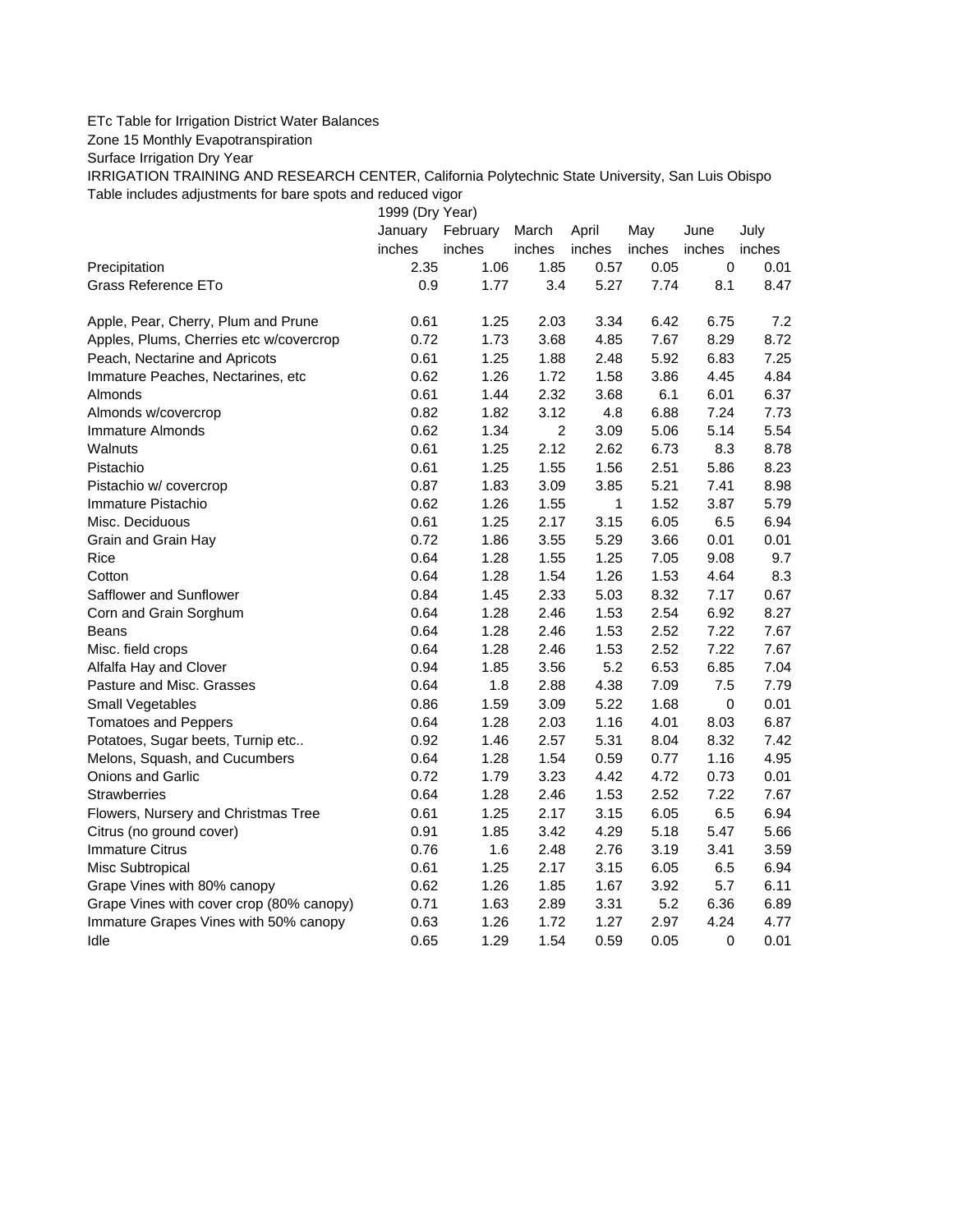ETc Table for Irrigation District Water Balances

Zone 15 Monthly Evapotranspiration

Surface Irrigation Dry Year

IRRIGATION TRAINING AND RESEARCH CENTER, California Polytechnic State University, San Luis Obispo

Table includes adjustments for bare spots and reduced vigor

| | 1999 (Dry Year) | | | | | | |
|---|---|---|---|---|---|---|---|
| | January | February | March | April | May | June | July |
| | inches | inches | inches | inches | inches | inches | inches |
| Precipitation | 2.35 | 1.06 | 1.85 | 0.57 | 0.05 | 0 | 0.01 |
| Grass Reference ETo | 0.9 | 1.77 | 3.4 | 5.27 | 7.74 | 8.1 | 8.47 |
| | | | | | | | |
| Apple, Pear, Cherry, Plum and Prune | 0.61 | 1.25 | 2.03 | 3.34 | 6.42 | 6.75 | 7.2 |
| Apples, Plums, Cherries etc w/covercrop | 0.72 | 1.73 | 3.68 | 4.85 | 7.67 | 8.29 | 8.72 |
| Peach, Nectarine and Apricots | 0.61 | 1.25 | 1.88 | 2.48 | 5.92 | 6.83 | 7.25 |
| Immature Peaches, Nectarines, etc | 0.62 | 1.26 | 1.72 | 1.58 | 3.86 | 4.45 | 4.84 |
| Almonds | 0.61 | 1.44 | 2.32 | 3.68 | 6.1 | 6.01 | 6.37 |
| Almonds w/covercrop | 0.82 | 1.82 | 3.12 | 4.8 | 6.88 | 7.24 | 7.73 |
| Immature Almonds | 0.62 | 1.34 | 2 | 3.09 | 5.06 | 5.14 | 5.54 |
| Walnuts | 0.61 | 1.25 | 2.12 | 2.62 | 6.73 | 8.3 | 8.78 |
| Pistachio | 0.61 | 1.25 | 1.55 | 1.56 | 2.51 | 5.86 | 8.23 |
| Pistachio w/ covercrop | 0.87 | 1.83 | 3.09 | 3.85 | 5.21 | 7.41 | 8.98 |
| Immature Pistachio | 0.62 | 1.26 | 1.55 | 1 | 1.52 | 3.87 | 5.79 |
| Misc. Deciduous | 0.61 | 1.25 | 2.17 | 3.15 | 6.05 | 6.5 | 6.94 |
| Grain and Grain Hay | 0.72 | 1.86 | 3.55 | 5.29 | 3.66 | 0.01 | 0.01 |
| Rice | 0.64 | 1.28 | 1.55 | 1.25 | 7.05 | 9.08 | 9.7 |
| Cotton | 0.64 | 1.28 | 1.54 | 1.26 | 1.53 | 4.64 | 8.3 |
| Safflower and Sunflower | 0.84 | 1.45 | 2.33 | 5.03 | 8.32 | 7.17 | 0.67 |
| Corn and Grain Sorghum | 0.64 | 1.28 | 2.46 | 1.53 | 2.54 | 6.92 | 8.27 |
| Beans | 0.64 | 1.28 | 2.46 | 1.53 | 2.52 | 7.22 | 7.67 |
| Misc. field crops | 0.64 | 1.28 | 2.46 | 1.53 | 2.52 | 7.22 | 7.67 |
| Alfalfa Hay and Clover | 0.94 | 1.85 | 3.56 | 5.2 | 6.53 | 6.85 | 7.04 |
| Pasture and Misc. Grasses | 0.64 | 1.8 | 2.88 | 4.38 | 7.09 | 7.5 | 7.79 |
| Small Vegetables | 0.86 | 1.59 | 3.09 | 5.22 | 1.68 | 0 | 0.01 |
| Tomatoes and Peppers | 0.64 | 1.28 | 2.03 | 1.16 | 4.01 | 8.03 | 6.87 |
| Potatoes, Sugar beets, Turnip etc.. | 0.92 | 1.46 | 2.57 | 5.31 | 8.04 | 8.32 | 7.42 |
| Melons, Squash, and Cucumbers | 0.64 | 1.28 | 1.54 | 0.59 | 0.77 | 1.16 | 4.95 |
| Onions and Garlic | 0.72 | 1.79 | 3.23 | 4.42 | 4.72 | 0.73 | 0.01 |
| Strawberries | 0.64 | 1.28 | 2.46 | 1.53 | 2.52 | 7.22 | 7.67 |
| Flowers, Nursery and Christmas Tree | 0.61 | 1.25 | 2.17 | 3.15 | 6.05 | 6.5 | 6.94 |
| Citrus (no ground cover) | 0.91 | 1.85 | 3.42 | 4.29 | 5.18 | 5.47 | 5.66 |
| Immature Citrus | 0.76 | 1.6 | 2.48 | 2.76 | 3.19 | 3.41 | 3.59 |
| Misc Subtropical | 0.61 | 1.25 | 2.17 | 3.15 | 6.05 | 6.5 | 6.94 |
| Grape Vines with 80% canopy | 0.62 | 1.26 | 1.85 | 1.67 | 3.92 | 5.7 | 6.11 |
| Grape Vines with cover crop (80% canopy) | 0.71 | 1.63 | 2.89 | 3.31 | 5.2 | 6.36 | 6.89 |
| Immature Grapes Vines with 50% canopy | 0.63 | 1.26 | 1.72 | 1.27 | 2.97 | 4.24 | 4.77 |
| Idle | 0.65 | 1.29 | 1.54 | 0.59 | 0.05 | 0 | 0.01 |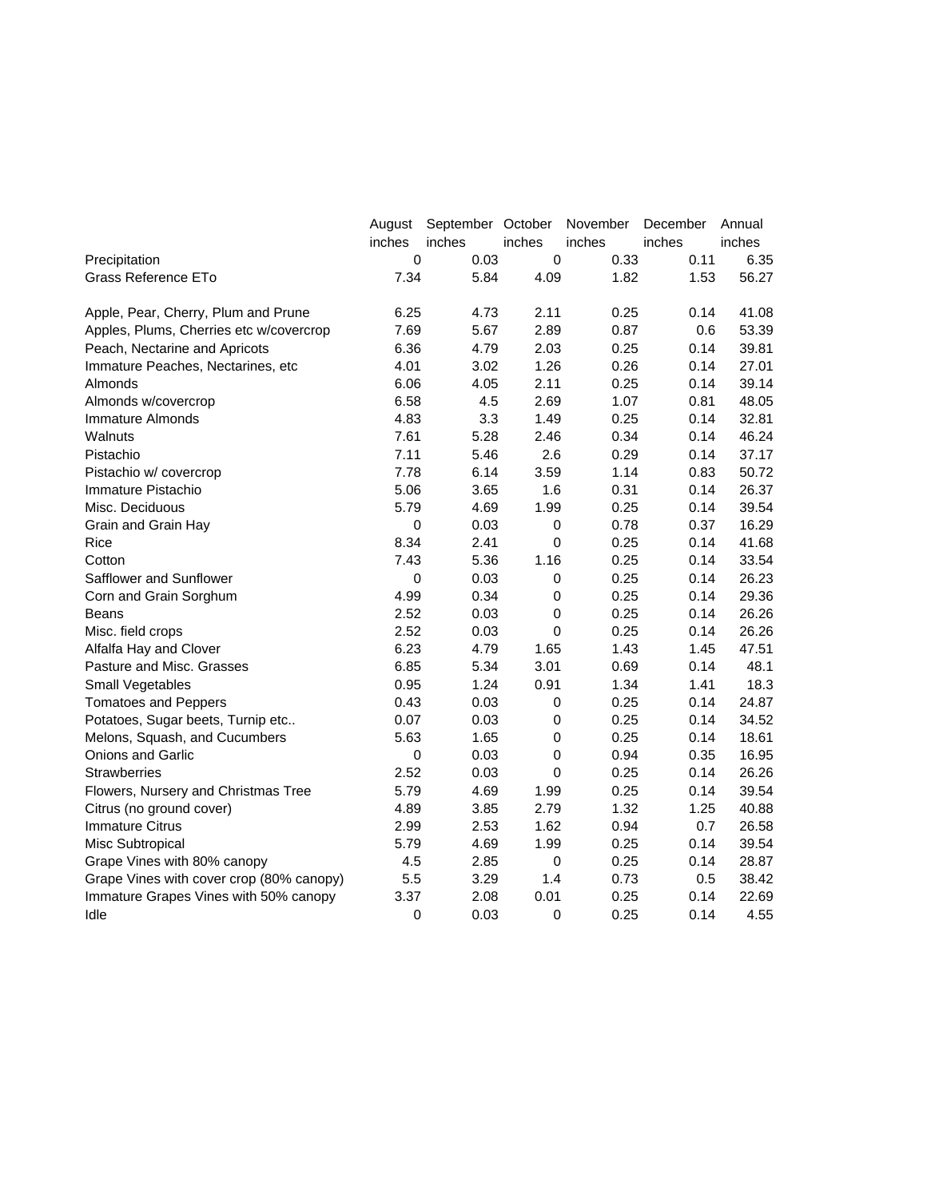| | August inches | September inches | October inches | November inches | December inches | Annual inches |
|---|---|---|---|---|---|---|
| Precipitation | 0 | 0.03 | 0 | 0.33 | 0.11 | 6.35 |
| Grass Reference ETo | 7.34 | 5.84 | 4.09 | 1.82 | 1.53 | 56.27 |
| | | | | | | |
| Apple, Pear, Cherry, Plum and Prune | 6.25 | 4.73 | 2.11 | 0.25 | 0.14 | 41.08 |
| Apples, Plums, Cherries etc w/covercrop | 7.69 | 5.67 | 2.89 | 0.87 | 0.6 | 53.39 |
| Peach, Nectarine and Apricots | 6.36 | 4.79 | 2.03 | 0.25 | 0.14 | 39.81 |
| Immature Peaches, Nectarines, etc | 4.01 | 3.02 | 1.26 | 0.26 | 0.14 | 27.01 |
| Almonds | 6.06 | 4.05 | 2.11 | 0.25 | 0.14 | 39.14 |
| Almonds w/covercrop | 6.58 | 4.5 | 2.69 | 1.07 | 0.81 | 48.05 |
| Immature Almonds | 4.83 | 3.3 | 1.49 | 0.25 | 0.14 | 32.81 |
| Walnuts | 7.61 | 5.28 | 2.46 | 0.34 | 0.14 | 46.24 |
| Pistachio | 7.11 | 5.46 | 2.6 | 0.29 | 0.14 | 37.17 |
| Pistachio w/ covercrop | 7.78 | 6.14 | 3.59 | 1.14 | 0.83 | 50.72 |
| Immature Pistachio | 5.06 | 3.65 | 1.6 | 0.31 | 0.14 | 26.37 |
| Misc. Deciduous | 5.79 | 4.69 | 1.99 | 0.25 | 0.14 | 39.54 |
| Grain and Grain Hay | 0 | 0.03 | 0 | 0.78 | 0.37 | 16.29 |
| Rice | 8.34 | 2.41 | 0 | 0.25 | 0.14 | 41.68 |
| Cotton | 7.43 | 5.36 | 1.16 | 0.25 | 0.14 | 33.54 |
| Safflower and Sunflower | 0 | 0.03 | 0 | 0.25 | 0.14 | 26.23 |
| Corn and Grain Sorghum | 4.99 | 0.34 | 0 | 0.25 | 0.14 | 29.36 |
| Beans | 2.52 | 0.03 | 0 | 0.25 | 0.14 | 26.26 |
| Misc. field crops | 2.52 | 0.03 | 0 | 0.25 | 0.14 | 26.26 |
| Alfalfa Hay and Clover | 6.23 | 4.79 | 1.65 | 1.43 | 1.45 | 47.51 |
| Pasture and Misc. Grasses | 6.85 | 5.34 | 3.01 | 0.69 | 0.14 | 48.1 |
| Small Vegetables | 0.95 | 1.24 | 0.91 | 1.34 | 1.41 | 18.3 |
| Tomatoes and Peppers | 0.43 | 0.03 | 0 | 0.25 | 0.14 | 24.87 |
| Potatoes, Sugar beets, Turnip etc.. | 0.07 | 0.03 | 0 | 0.25 | 0.14 | 34.52 |
| Melons, Squash, and Cucumbers | 5.63 | 1.65 | 0 | 0.25 | 0.14 | 18.61 |
| Onions and Garlic | 0 | 0.03 | 0 | 0.94 | 0.35 | 16.95 |
| Strawberries | 2.52 | 0.03 | 0 | 0.25 | 0.14 | 26.26 |
| Flowers, Nursery and Christmas Tree | 5.79 | 4.69 | 1.99 | 0.25 | 0.14 | 39.54 |
| Citrus (no ground cover) | 4.89 | 3.85 | 2.79 | 1.32 | 1.25 | 40.88 |
| Immature Citrus | 2.99 | 2.53 | 1.62 | 0.94 | 0.7 | 26.58 |
| Misc Subtropical | 5.79 | 4.69 | 1.99 | 0.25 | 0.14 | 39.54 |
| Grape Vines with 80% canopy | 4.5 | 2.85 | 0 | 0.25 | 0.14 | 28.87 |
| Grape Vines with cover crop (80% canopy) | 5.5 | 3.29 | 1.4 | 0.73 | 0.5 | 38.42 |
| Immature Grapes Vines with 50% canopy | 3.37 | 2.08 | 0.01 | 0.25 | 0.14 | 22.69 |
| Idle | 0 | 0.03 | 0 | 0.25 | 0.14 | 4.55 |